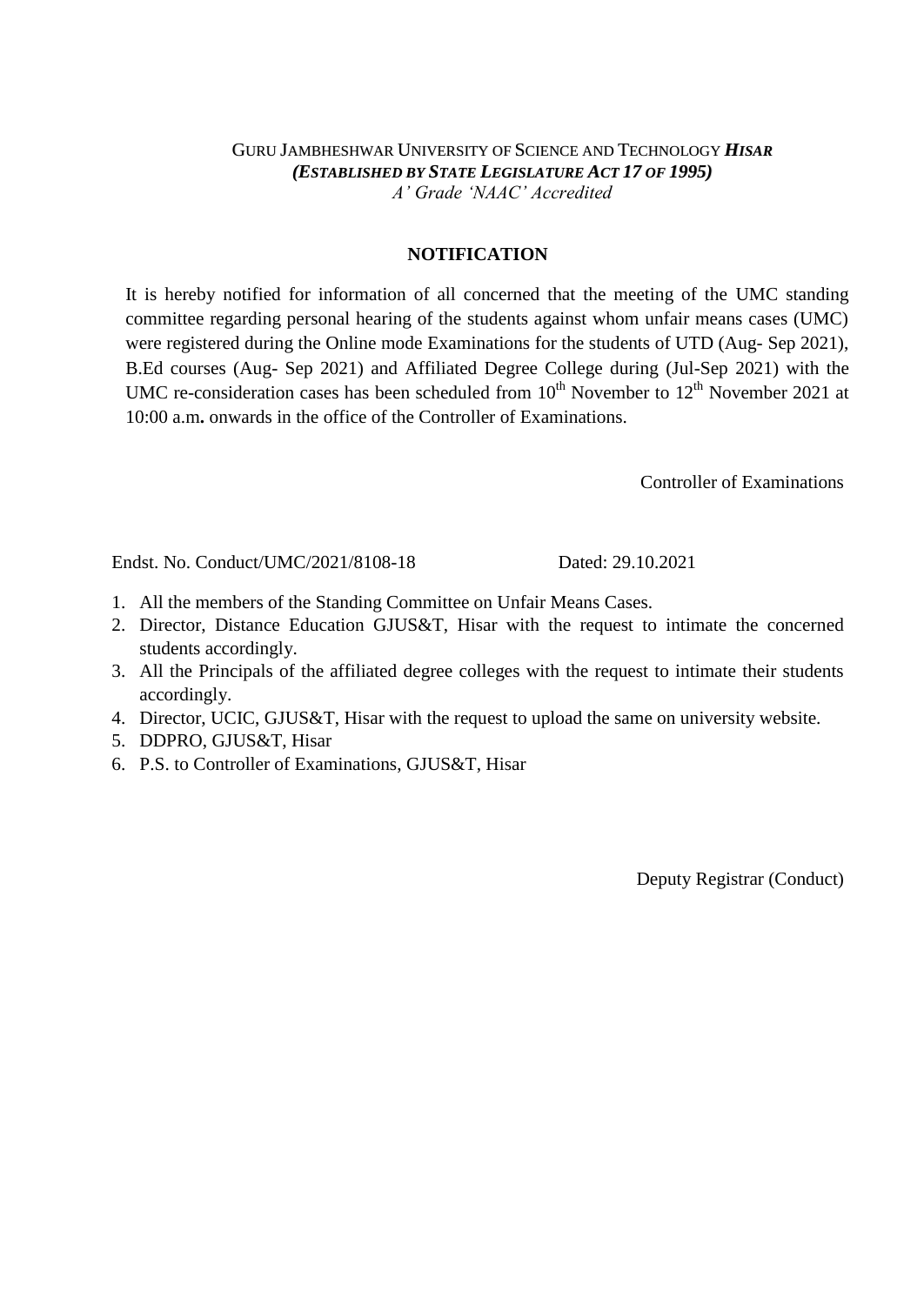GURU JAMBHESHWAR UNIVERSITY OF SCIENCE AND TECHNOLOGY ***HISAR***
***(ESTABLISHED BY STATE LEGISLATURE ACT 17 OF 1995)***
*A' Grade 'NAAC' Accredited*

**NOTIFICATION**

It is hereby notified for information of all concerned that the meeting of the UMC standing committee regarding personal hearing of the students against whom unfair means cases (UMC) were registered during the Online mode Examinations for the students of UTD (Aug- Sep 2021), B.Ed courses (Aug- Sep 2021) and Affiliated Degree College during (Jul-Sep 2021) with the UMC re-consideration cases has been scheduled from 10th November to 12th November 2021 at 10:00 a.m**.** onwards in the office of the Controller of Examinations.

Controller of Examinations

Endst. No. Conduct/UMC/2021/8108-18 Dated: 29.10.2021

1. All the members of the Standing Committee on Unfair Means Cases.
2. Director, Distance Education GJUS&T, Hisar with the request to intimate the concerned students accordingly.
3. All the Principals of the affiliated degree colleges with the request to intimate their students accordingly.
4. Director, UCIC, GJUS&T, Hisar with the request to upload the same on university website.
5. DDPRO, GJUS&T, Hisar
6. P.S. to Controller of Examinations, GJUS&T, Hisar

Deputy Registrar (Conduct)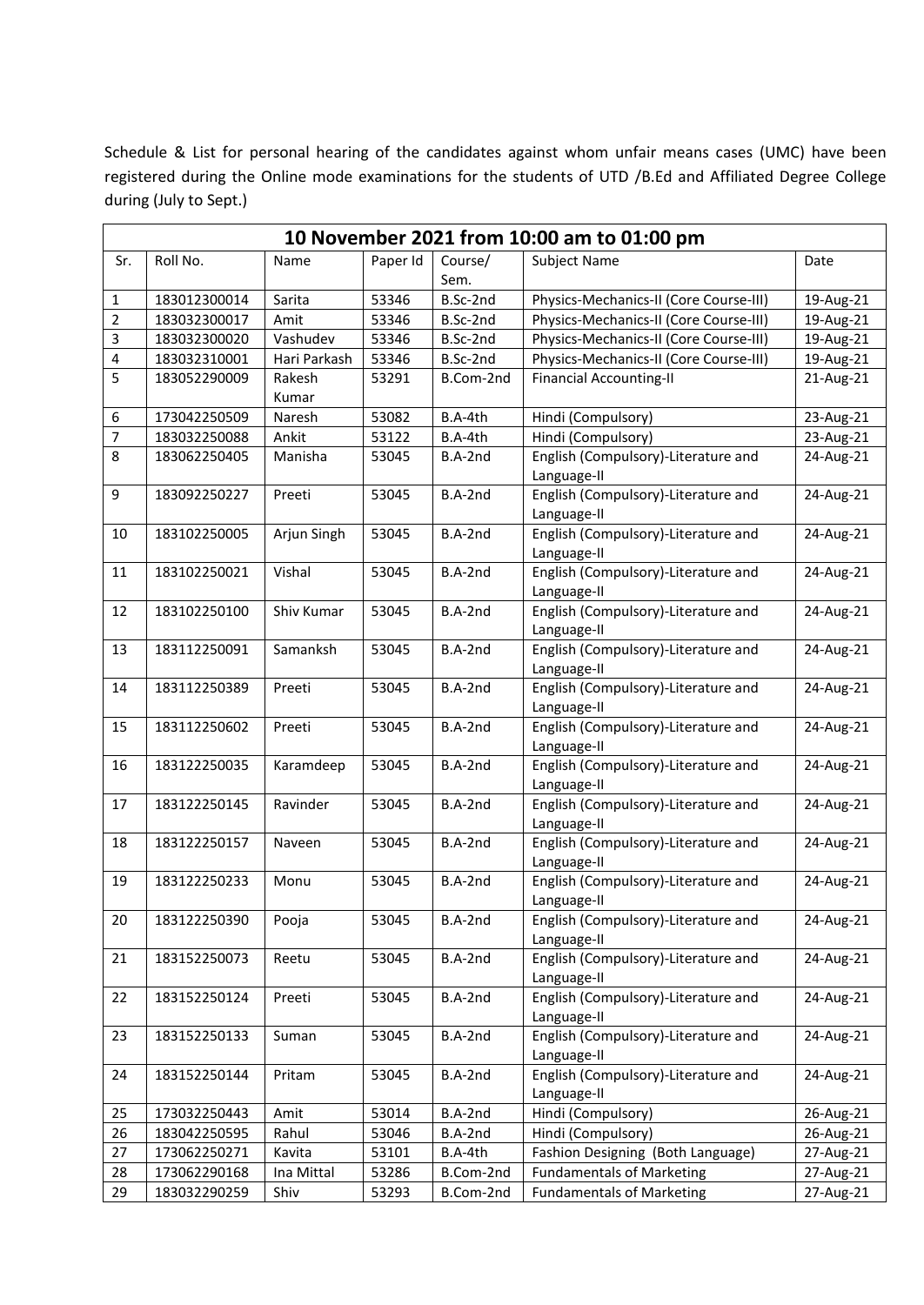Schedule & List for personal hearing of the candidates against whom unfair means cases (UMC) have been registered during the Online mode examinations for the students of UTD /B.Ed and Affiliated Degree College during (July to Sept.)

| 10 November 2021 from 10:00 am to 01:00 pm | | | | | | |
|---|---|---|---|---|---|---|
| Sr. | Roll No. | Name | Paper Id | Course/ Sem. | Subject Name | Date |
| 1 | 183012300014 | Sarita | 53346 | B.Sc-2nd | Physics-Mechanics-II (Core Course-III) | 19-Aug-21 |
| 2 | 183032300017 | Amit | 53346 | B.Sc-2nd | Physics-Mechanics-II (Core Course-III) | 19-Aug-21 |
| 3 | 183032300020 | Vashudev | 53346 | B.Sc-2nd | Physics-Mechanics-II (Core Course-III) | 19-Aug-21 |
| 4 | 183032310001 | Hari Parkash | 53346 | B.Sc-2nd | Physics-Mechanics-II (Core Course-III) | 19-Aug-21 |
| 5 | 183052290009 | Rakesh Kumar | 53291 | B.Com-2nd | Financial Accounting-II | 21-Aug-21 |
| 6 | 173042250509 | Naresh | 53082 | B.A-4th | Hindi (Compulsory) | 23-Aug-21 |
| 7 | 183032250088 | Ankit | 53122 | B.A-4th | Hindi (Compulsory) | 23-Aug-21 |
| 8 | 183062250405 | Manisha | 53045 | B.A-2nd | English (Compulsory)-Literature and Language-II | 24-Aug-21 |
| 9 | 183092250227 | Preeti | 53045 | B.A-2nd | English (Compulsory)-Literature and Language-II | 24-Aug-21 |
| 10 | 183102250005 | Arjun Singh | 53045 | B.A-2nd | English (Compulsory)-Literature and Language-II | 24-Aug-21 |
| 11 | 183102250021 | Vishal | 53045 | B.A-2nd | English (Compulsory)-Literature and Language-II | 24-Aug-21 |
| 12 | 183102250100 | Shiv Kumar | 53045 | B.A-2nd | English (Compulsory)-Literature and Language-II | 24-Aug-21 |
| 13 | 183112250091 | Samanksh | 53045 | B.A-2nd | English (Compulsory)-Literature and Language-II | 24-Aug-21 |
| 14 | 183112250389 | Preeti | 53045 | B.A-2nd | English (Compulsory)-Literature and Language-II | 24-Aug-21 |
| 15 | 183112250602 | Preeti | 53045 | B.A-2nd | English (Compulsory)-Literature and Language-II | 24-Aug-21 |
| 16 | 183122250035 | Karamdeep | 53045 | B.A-2nd | English (Compulsory)-Literature and Language-II | 24-Aug-21 |
| 17 | 183122250145 | Ravinder | 53045 | B.A-2nd | English (Compulsory)-Literature and Language-II | 24-Aug-21 |
| 18 | 183122250157 | Naveen | 53045 | B.A-2nd | English (Compulsory)-Literature and Language-II | 24-Aug-21 |
| 19 | 183122250233 | Monu | 53045 | B.A-2nd | English (Compulsory)-Literature and Language-II | 24-Aug-21 |
| 20 | 183122250390 | Pooja | 53045 | B.A-2nd | English (Compulsory)-Literature and Language-II | 24-Aug-21 |
| 21 | 183152250073 | Reetu | 53045 | B.A-2nd | English (Compulsory)-Literature and Language-II | 24-Aug-21 |
| 22 | 183152250124 | Preeti | 53045 | B.A-2nd | English (Compulsory)-Literature and Language-II | 24-Aug-21 |
| 23 | 183152250133 | Suman | 53045 | B.A-2nd | English (Compulsory)-Literature and Language-II | 24-Aug-21 |
| 24 | 183152250144 | Pritam | 53045 | B.A-2nd | English (Compulsory)-Literature and Language-II | 24-Aug-21 |
| 25 | 173032250443 | Amit | 53014 | B.A-2nd | Hindi (Compulsory) | 26-Aug-21 |
| 26 | 183042250595 | Rahul | 53046 | B.A-2nd | Hindi (Compulsory) | 26-Aug-21 |
| 27 | 173062250271 | Kavita | 53101 | B.A-4th | Fashion Designing (Both Language) | 27-Aug-21 |
| 28 | 173062290168 | Ina Mittal | 53286 | B.Com-2nd | Fundamentals of Marketing | 27-Aug-21 |
| 29 | 183032290259 | Shiv | 53293 | B.Com-2nd | Fundamentals of Marketing | 27-Aug-21 |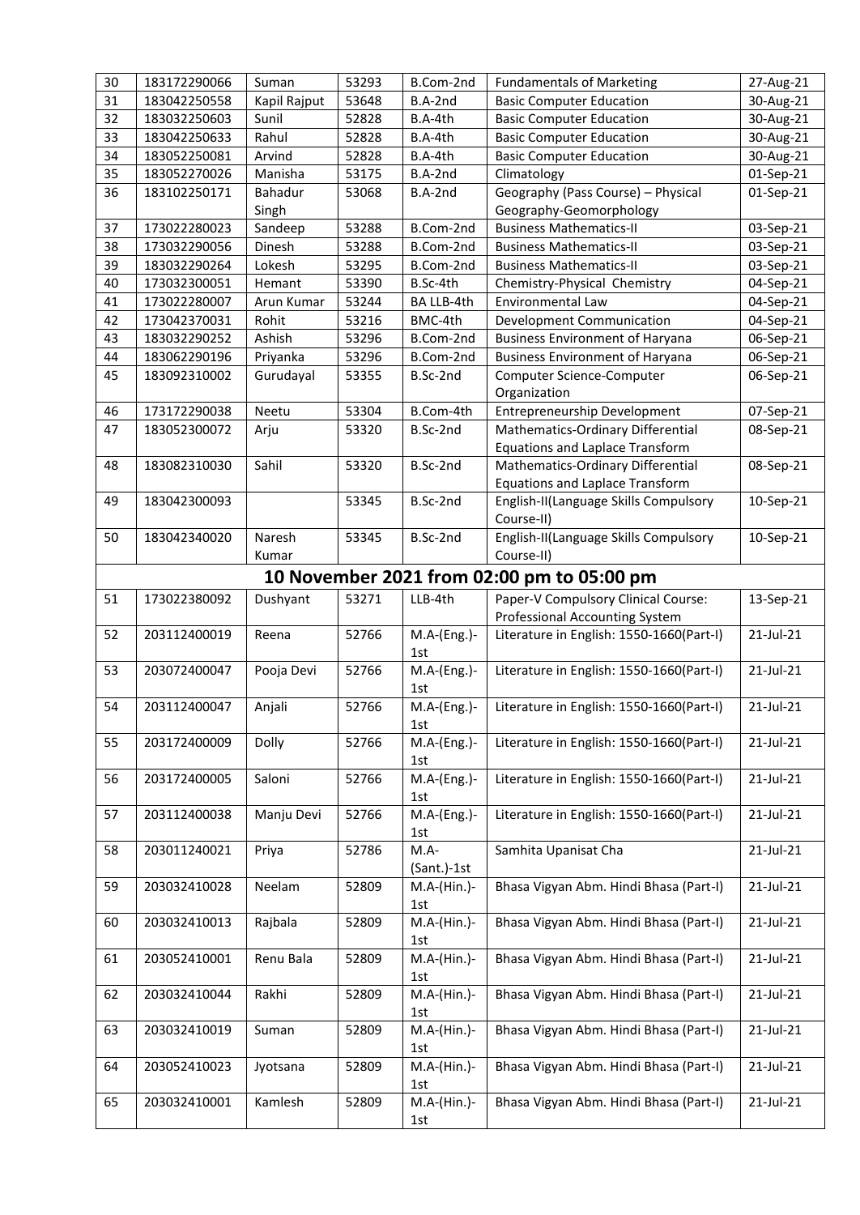| 30 | 183172290066 | Suman | 53293 | B.Com-2nd | Fundamentals of Marketing | 27-Aug-21 |
|---|---|---|---|---|---|---|
| 31 | 183042250558 | Kapil Rajput | 53648 | B.A-2nd | Basic Computer Education | 30-Aug-21 |
| 32 | 183032250603 | Sunil | 52828 | B.A-4th | Basic Computer Education | 30-Aug-21 |
| 33 | 183042250633 | Rahul | 52828 | B.A-4th | Basic Computer Education | 30-Aug-21 |
| 34 | 183052250081 | Arvind | 52828 | B.A-4th | Basic Computer Education | 30-Aug-21 |
| 35 | 183052270026 | Manisha | 53175 | B.A-2nd | Climatology | 01-Sep-21 |
| 36 | 183102250171 | Bahadur Singh | 53068 | B.A-2nd | Geography (Pass Course) – Physical Geography-Geomorphology | 01-Sep-21 |
| 37 | 173022280023 | Sandeep | 53288 | B.Com-2nd | Business Mathematics-II | 03-Sep-21 |
| 38 | 173032290056 | Dinesh | 53288 | B.Com-2nd | Business Mathematics-II | 03-Sep-21 |
| 39 | 183032290264 | Lokesh | 53295 | B.Com-2nd | Business Mathematics-II | 03-Sep-21 |
| 40 | 173032300051 | Hemant | 53390 | B.Sc-4th | Chemistry-Physical Chemistry | 04-Sep-21 |
| 41 | 173022280007 | Arun Kumar | 53244 | BA LLB-4th | Environmental Law | 04-Sep-21 |
| 42 | 173042370031 | Rohit | 53216 | BMC-4th | Development Communication | 04-Sep-21 |
| 43 | 183032290252 | Ashish | 53296 | B.Com-2nd | Business Environment of Haryana | 06-Sep-21 |
| 44 | 183062290196 | Priyanka | 53296 | B.Com-2nd | Business Environment of Haryana | 06-Sep-21 |
| 45 | 183092310002 | Gurudayal | 53355 | B.Sc-2nd | Computer Science-Computer Organization | 06-Sep-21 |
| 46 | 173172290038 | Neetu | 53304 | B.Com-4th | Entrepreneurship Development | 07-Sep-21 |
| 47 | 183052300072 | Arju | 53320 | B.Sc-2nd | Mathematics-Ordinary Differential Equations and Laplace Transform | 08-Sep-21 |
| 48 | 183082310030 | Sahil | 53320 | B.Sc-2nd | Mathematics-Ordinary Differential Equations and Laplace Transform | 08-Sep-21 |
| 49 | 183042300093 | | 53345 | B.Sc-2nd | English-II(Language Skills Compulsory Course-II) | 10-Sep-21 |
| 50 | 183042340020 | Naresh Kumar | 53345 | B.Sc-2nd | English-II(Language Skills Compulsory Course-II) | 10-Sep-21 |
| **10 November 2021 from 02:00 pm to 05:00 pm** | | | | | | |
| 51 | 173022380092 | Dushyant | 53271 | LLB-4th | Paper-V Compulsory Clinical Course: Professional Accounting System | 13-Sep-21 |
| 52 | 203112400019 | Reena | 52766 | M.A-(Eng.)-1st | Literature in English: 1550-1660(Part-I) | 21-Jul-21 |
| 53 | 203072400047 | Pooja Devi | 52766 | M.A-(Eng.)-1st | Literature in English: 1550-1660(Part-I) | 21-Jul-21 |
| 54 | 203112400047 | Anjali | 52766 | M.A-(Eng.)-1st | Literature in English: 1550-1660(Part-I) | 21-Jul-21 |
| 55 | 203172400009 | Dolly | 52766 | M.A-(Eng.)-1st | Literature in English: 1550-1660(Part-I) | 21-Jul-21 |
| 56 | 203172400005 | Saloni | 52766 | M.A-(Eng.)-1st | Literature in English: 1550-1660(Part-I) | 21-Jul-21 |
| 57 | 203112400038 | Manju Devi | 52766 | M.A-(Eng.)-1st | Literature in English: 1550-1660(Part-I) | 21-Jul-21 |
| 58 | 203011240021 | Priya | 52786 | M.A-(Sant.)-1st | Samhita Upanisat Cha | 21-Jul-21 |
| 59 | 203032410028 | Neelam | 52809 | M.A-(Hin.)-1st | Bhasa Vigyan Abm. Hindi Bhasa (Part-I) | 21-Jul-21 |
| 60 | 203032410013 | Rajbala | 52809 | M.A-(Hin.)-1st | Bhasa Vigyan Abm. Hindi Bhasa (Part-I) | 21-Jul-21 |
| 61 | 203052410001 | Renu Bala | 52809 | M.A-(Hin.)-1st | Bhasa Vigyan Abm. Hindi Bhasa (Part-I) | 21-Jul-21 |
| 62 | 203032410044 | Rakhi | 52809 | M.A-(Hin.)-1st | Bhasa Vigyan Abm. Hindi Bhasa (Part-I) | 21-Jul-21 |
| 63 | 203032410019 | Suman | 52809 | M.A-(Hin.)-1st | Bhasa Vigyan Abm. Hindi Bhasa (Part-I) | 21-Jul-21 |
| 64 | 203052410023 | Jyotsana | 52809 | M.A-(Hin.)-1st | Bhasa Vigyan Abm. Hindi Bhasa (Part-I) | 21-Jul-21 |
| 65 | 203032410001 | Kamlesh | 52809 | M.A-(Hin.)-1st | Bhasa Vigyan Abm. Hindi Bhasa (Part-I) | 21-Jul-21 |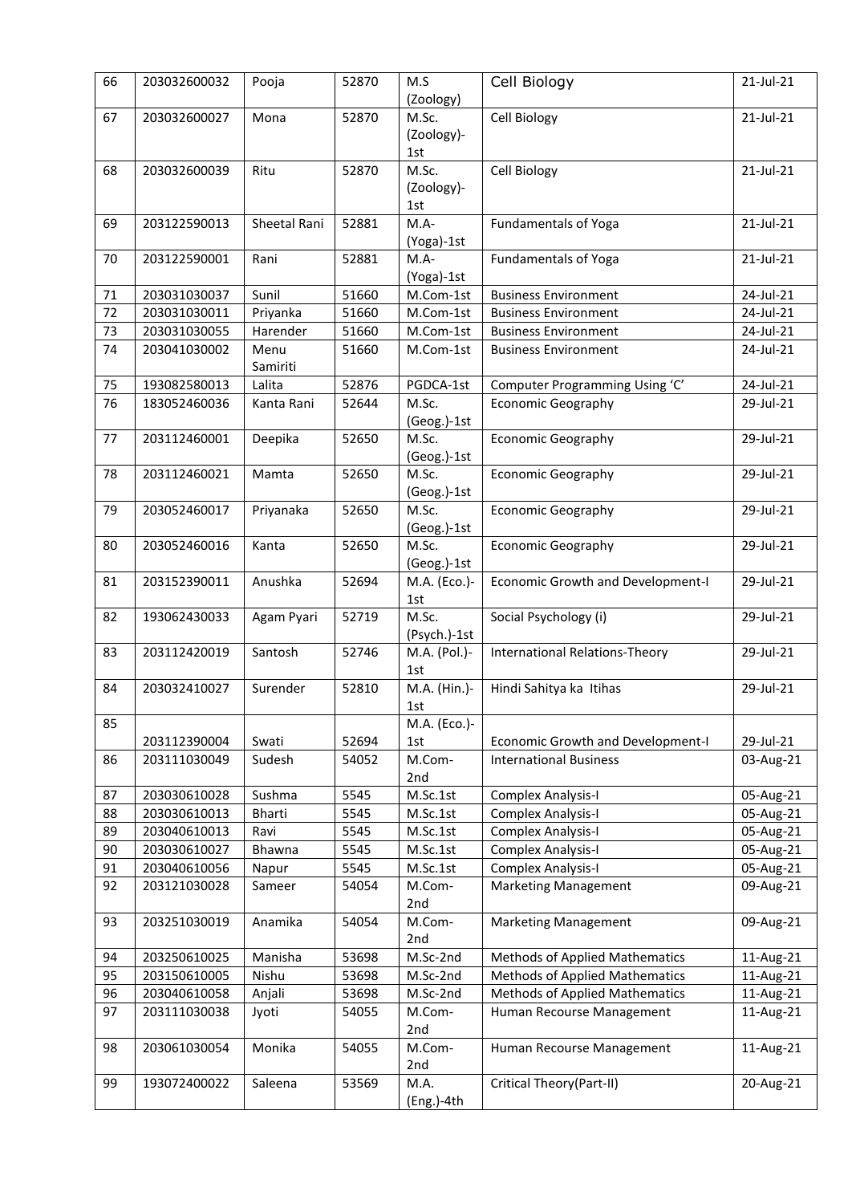| 66 | 203032600032 | Pooja | 52870 | M.S (Zoology) | Cell Biology | 21-Jul-21 |
|---|---|---|---|---|---|---|
| 67 | 203032600027 | Mona | 52870 | M.Sc. (Zoology)-1st | Cell Biology | 21-Jul-21 |
| 68 | 203032600039 | Ritu | 52870 | M.Sc. (Zoology)-1st | Cell Biology | 21-Jul-21 |
| 69 | 203122590013 | Sheetal Rani | 52881 | M.A-(Yoga)-1st | Fundamentals of Yoga | 21-Jul-21 |
| 70 | 203122590001 | Rani | 52881 | M.A-(Yoga)-1st | Fundamentals of Yoga | 21-Jul-21 |
| 71 | 203031030037 | Sunil | 51660 | M.Com-1st | Business Environment | 24-Jul-21 |
| 72 | 203031030011 | Priyanka | 51660 | M.Com-1st | Business Environment | 24-Jul-21 |
| 73 | 203031030055 | Harender | 51660 | M.Com-1st | Business Environment | 24-Jul-21 |
| 74 | 203041030002 | Menu Samiriti | 51660 | M.Com-1st | Business Environment | 24-Jul-21 |
| 75 | 193082580013 | Lalita | 52876 | PGDCA-1st | Computer Programming Using 'C' | 24-Jul-21 |
| 76 | 183052460036 | Kanta Rani | 52644 | M.Sc. (Geog.)-1st | Economic Geography | 29-Jul-21 |
| 77 | 203112460001 | Deepika | 52650 | M.Sc. (Geog.)-1st | Economic Geography | 29-Jul-21 |
| 78 | 203112460021 | Mamta | 52650 | M.Sc. (Geog.)-1st | Economic Geography | 29-Jul-21 |
| 79 | 203052460017 | Priyanaka | 52650 | M.Sc. (Geog.)-1st | Economic Geography | 29-Jul-21 |
| 80 | 203052460016 | Kanta | 52650 | M.Sc. (Geog.)-1st | Economic Geography | 29-Jul-21 |
| 81 | 203152390011 | Anushka | 52694 | M.A. (Eco.)-1st | Economic Growth and Development-I | 29-Jul-21 |
| 82 | 193062430033 | Agam Pyari | 52719 | M.Sc. (Psych.)-1st | Social Psychology (i) | 29-Jul-21 |
| 83 | 203112420019 | Santosh | 52746 | M.A. (Pol.)-1st | International Relations-Theory | 29-Jul-21 |
| 84 | 203032410027 | Surender | 52810 | M.A. (Hin.)-1st | Hindi Sahitya ka Itihas | 29-Jul-21 |
| 85 | 203112390004 | Swati | 52694 | M.A. (Eco.)-1st | Economic Growth and Development-I | 29-Jul-21 |
| 86 | 203111030049 | Sudesh | 54052 | M.Com-2nd | International Business | 03-Aug-21 |
| 87 | 203030610028 | Sushma | 5545 | M.Sc.1st | Complex Analysis-I | 05-Aug-21 |
| 88 | 203030610013 | Bharti | 5545 | M.Sc.1st | Complex Analysis-I | 05-Aug-21 |
| 89 | 203040610013 | Ravi | 5545 | M.Sc.1st | Complex Analysis-I | 05-Aug-21 |
| 90 | 203030610027 | Bhawna | 5545 | M.Sc.1st | Complex Analysis-I | 05-Aug-21 |
| 91 | 203040610056 | Napur | 5545 | M.Sc.1st | Complex Analysis-I | 05-Aug-21 |
| 92 | 203121030028 | Sameer | 54054 | M.Com-2nd | Marketing Management | 09-Aug-21 |
| 93 | 203251030019 | Anamika | 54054 | M.Com-2nd | Marketing Management | 09-Aug-21 |
| 94 | 203250610025 | Manisha | 53698 | M.Sc-2nd | Methods of Applied Mathematics | 11-Aug-21 |
| 95 | 203150610005 | Nishu | 53698 | M.Sc-2nd | Methods of Applied Mathematics | 11-Aug-21 |
| 96 | 203040610058 | Anjali | 53698 | M.Sc-2nd | Methods of Applied Mathematics | 11-Aug-21 |
| 97 | 203111030038 | Jyoti | 54055 | M.Com-2nd | Human Recourse Management | 11-Aug-21 |
| 98 | 203061030054 | Monika | 54055 | M.Com-2nd | Human Recourse Management | 11-Aug-21 |
| 99 | 193072400022 | Saleena | 53569 | M.A. (Eng.)-4th | Critical Theory(Part-II) | 20-Aug-21 |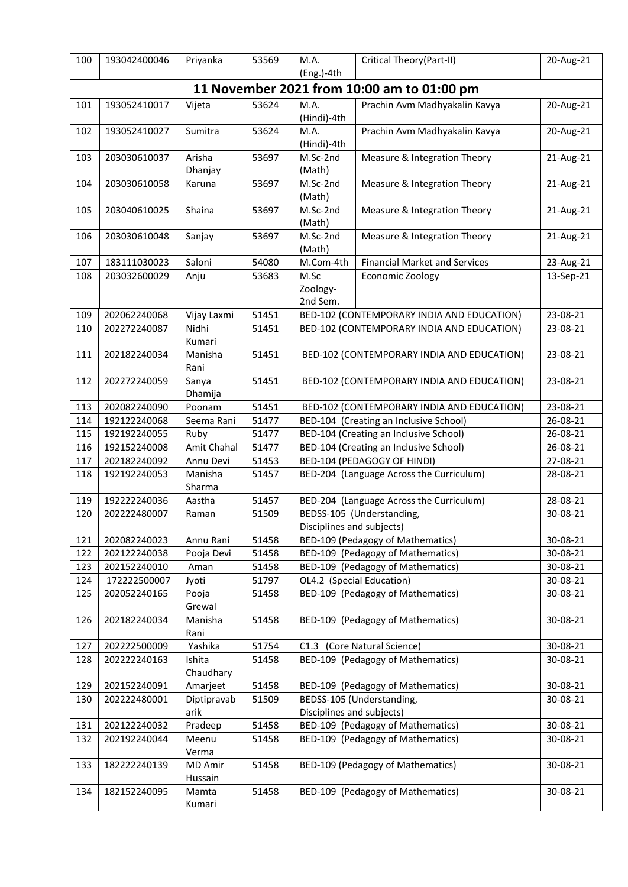| 100 | 193042400046 | Priyanka | 53569 | M.A. (Eng.)-4th | Critical Theory(Part-II) | 20-Aug-21 |
|---|---|---|---|---|---|---|
| **11 November 2021 from 10:00 am to 01:00 pm** | | | | | | |
| 101 | 193052410017 | Vijeta | 53624 | M.A. (Hindi)-4th | Prachin Avm Madhyakalin Kavya | 20-Aug-21 |
| 102 | 193052410027 | Sumitra | 53624 | M.A. (Hindi)-4th | Prachin Avm Madhyakalin Kavya | 20-Aug-21 |
| 103 | 203030610037 | Arisha Dhanjay | 53697 | M.Sc-2nd (Math) | Measure & Integration Theory | 21-Aug-21 |
| 104 | 203030610058 | Karuna | 53697 | M.Sc-2nd (Math) | Measure & Integration Theory | 21-Aug-21 |
| 105 | 203040610025 | Shaina | 53697 | M.Sc-2nd (Math) | Measure & Integration Theory | 21-Aug-21 |
| 106 | 203030610048 | Sanjay | 53697 | M.Sc-2nd (Math) | Measure & Integration Theory | 21-Aug-21 |
| 107 | 183111030023 | Saloni | 54080 | M.Com-4th | Financial Market and Services | 23-Aug-21 |
| 108 | 203032600029 | Anju | 53683 | M.Sc Zoology-2nd Sem. | Economic Zoology | 13-Sep-21 |
| 109 | 202062240068 | Vijay Laxmi | 51451 | BED-102 (CONTEMPORARY INDIA AND EDUCATION) | | 23-08-21 |
| 110 | 202272240087 | Nidhi Kumari | 51451 | BED-102 (CONTEMPORARY INDIA AND EDUCATION) | | 23-08-21 |
| 111 | 202182240034 | Manisha Rani | 51451 | BED-102 (CONTEMPORARY INDIA AND EDUCATION) | | 23-08-21 |
| 112 | 202272240059 | Sanya Dhamija | 51451 | BED-102 (CONTEMPORARY INDIA AND EDUCATION) | | 23-08-21 |
| 113 | 202082240090 | Poonam | 51451 | BED-102 (CONTEMPORARY INDIA AND EDUCATION) | | 23-08-21 |
| 114 | 192122240068 | Seema Rani | 51477 | BED-104 (Creating an Inclusive School) | | 26-08-21 |
| 115 | 192192240055 | Ruby | 51477 | BED-104 (Creating an Inclusive School) | | 26-08-21 |
| 116 | 192152240008 | Amit Chahal | 51477 | BED-104 (Creating an Inclusive School) | | 26-08-21 |
| 117 | 202182240092 | Annu Devi | 51453 | BED-104 (PEDAGOGY OF HINDI) | | 27-08-21 |
| 118 | 192192240053 | Manisha Sharma | 51457 | BED-204 (Language Across the Curriculum) | | 28-08-21 |
| 119 | 192222240036 | Aastha | 51457 | BED-204 (Language Across the Curriculum) | | 28-08-21 |
| 120 | 202222480007 | Raman | 51509 | BEDSS-105 (Understanding, Disciplines and subjects) | | 30-08-21 |
| 121 | 202082240023 | Annu Rani | 51458 | BED-109 (Pedagogy of Mathematics) | | 30-08-21 |
| 122 | 202122240038 | Pooja Devi | 51458 | BED-109 (Pedagogy of Mathematics) | | 30-08-21 |
| 123 | 202152240010 | Aman | 51458 | BED-109 (Pedagogy of Mathematics) | | 30-08-21 |
| 124 | 172222500007 | Jyoti | 51797 | OL4.2 (Special Education) | | 30-08-21 |
| 125 | 202052240165 | Pooja Grewal | 51458 | BED-109 (Pedagogy of Mathematics) | | 30-08-21 |
| 126 | 202182240034 | Manisha Rani | 51458 | BED-109 (Pedagogy of Mathematics) | | 30-08-21 |
| 127 | 202222500009 | Yashika | 51754 | C1.3 (Core Natural Science) | | 30-08-21 |
| 128 | 202222240163 | Ishita Chaudhary | 51458 | BED-109 (Pedagogy of Mathematics) | | 30-08-21 |
| 129 | 202152240091 | Amarjeet | 51458 | BED-109 (Pedagogy of Mathematics) | | 30-08-21 |
| 130 | 202222480001 | Diptipravab arik | 51509 | BEDSS-105 (Understanding, Disciplines and subjects) | | 30-08-21 |
| 131 | 202122240032 | Pradeep | 51458 | BED-109 (Pedagogy of Mathematics) | | 30-08-21 |
| 132 | 202192240044 | Meenu Verma | 51458 | BED-109 (Pedagogy of Mathematics) | | 30-08-21 |
| 133 | 182222240139 | MD Amir Hussain | 51458 | BED-109 (Pedagogy of Mathematics) | | 30-08-21 |
| 134 | 182152240095 | Mamta Kumari | 51458 | BED-109 (Pedagogy of Mathematics) | | 30-08-21 |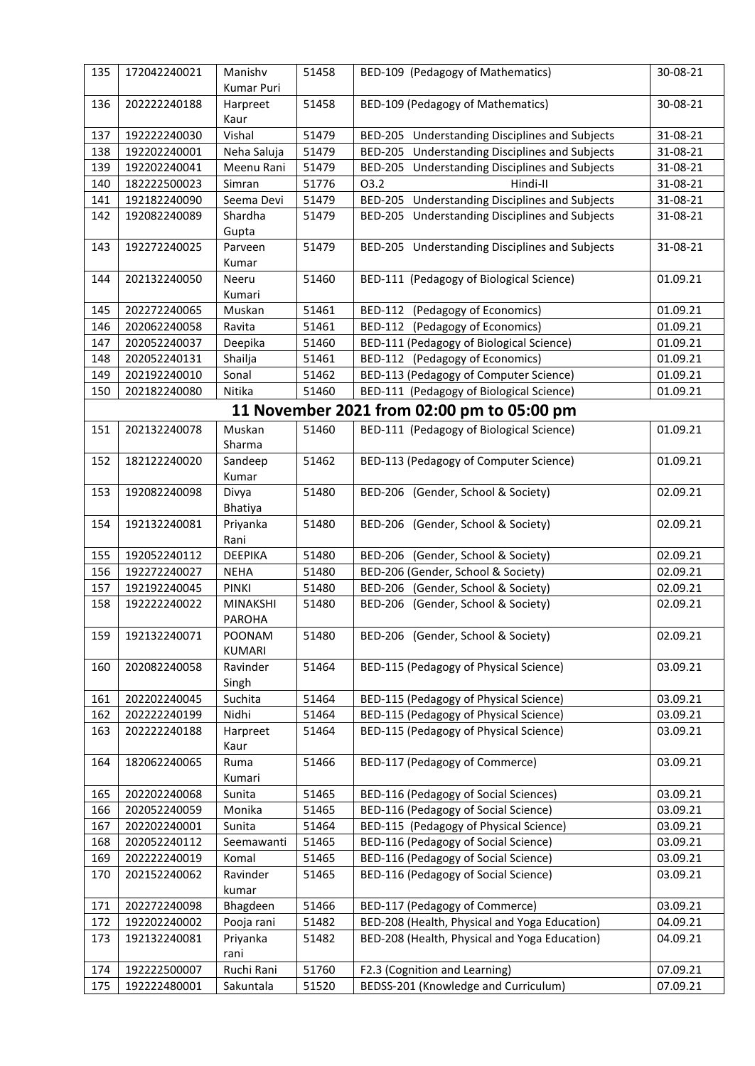| 135 | 172042240021 | Manishv Kumar Puri | 51458 | BED-109 (Pedagogy of Mathematics) | 30-08-21 |
|---|---|---|---|---|---|
| 136 | 202222240188 | Harpreet Kaur | 51458 | BED-109 (Pedagogy of Mathematics) | 30-08-21 |
| 137 | 192222240030 | Vishal | 51479 | BED-205 Understanding Disciplines and Subjects | 31-08-21 |
| 138 | 192202240001 | Neha Saluja | 51479 | BED-205 Understanding Disciplines and Subjects | 31-08-21 |
| 139 | 192202240041 | Meenu Rani | 51479 | BED-205 Understanding Disciplines and Subjects | 31-08-21 |
| 140 | 182222500023 | Simran | 51776 | O3.2 Hindi-II | 31-08-21 |
| 141 | 192182240090 | Seema Devi | 51479 | BED-205 Understanding Disciplines and Subjects | 31-08-21 |
| 142 | 192082240089 | Shardha Gupta | 51479 | BED-205 Understanding Disciplines and Subjects | 31-08-21 |
| 143 | 192272240025 | Parveen Kumar | 51479 | BED-205 Understanding Disciplines and Subjects | 31-08-21 |
| 144 | 202132240050 | Neeru Kumari | 51460 | BED-111 (Pedagogy of Biological Science) | 01.09.21 |
| 145 | 202272240065 | Muskan | 51461 | BED-112 (Pedagogy of Economics) | 01.09.21 |
| 146 | 202062240058 | Ravita | 51461 | BED-112 (Pedagogy of Economics) | 01.09.21 |
| 147 | 202052240037 | Deepika | 51460 | BED-111 (Pedagogy of Biological Science) | 01.09.21 |
| 148 | 202052240131 | Shailja | 51461 | BED-112 (Pedagogy of Economics) | 01.09.21 |
| 149 | 202192240010 | Sonal | 51462 | BED-113 (Pedagogy of Computer Science) | 01.09.21 |
| 150 | 202182240080 | Nitika | 51460 | BED-111 (Pedagogy of Biological Science) | 01.09.21 |
| **11 November 2021 from 02:00 pm to 05:00 pm** | | | | | |
| 151 | 202132240078 | Muskan Sharma | 51460 | BED-111 (Pedagogy of Biological Science) | 01.09.21 |
| 152 | 182122240020 | Sandeep Kumar | 51462 | BED-113 (Pedagogy of Computer Science) | 01.09.21 |
| 153 | 192082240098 | Divya Bhatiya | 51480 | BED-206 (Gender, School & Society) | 02.09.21 |
| 154 | 192132240081 | Priyanka Rani | 51480 | BED-206 (Gender, School & Society) | 02.09.21 |
| 155 | 192052240112 | DEEPIKA | 51480 | BED-206 (Gender, School & Society) | 02.09.21 |
| 156 | 192272240027 | NEHA | 51480 | BED-206 (Gender, School & Society) | 02.09.21 |
| 157 | 192192240045 | PINKI | 51480 | BED-206 (Gender, School & Society) | 02.09.21 |
| 158 | 192222240022 | MINAKSHI PAROHA | 51480 | BED-206 (Gender, School & Society) | 02.09.21 |
| 159 | 192132240071 | POONAM KUMARI | 51480 | BED-206 (Gender, School & Society) | 02.09.21 |
| 160 | 202082240058 | Ravinder Singh | 51464 | BED-115 (Pedagogy of Physical Science) | 03.09.21 |
| 161 | 202202240045 | Suchita | 51464 | BED-115 (Pedagogy of Physical Science) | 03.09.21 |
| 162 | 202222240199 | Nidhi | 51464 | BED-115 (Pedagogy of Physical Science) | 03.09.21 |
| 163 | 202222240188 | Harpreet Kaur | 51464 | BED-115 (Pedagogy of Physical Science) | 03.09.21 |
| 164 | 182062240065 | Ruma Kumari | 51466 | BED-117 (Pedagogy of Commerce) | 03.09.21 |
| 165 | 202202240068 | Sunita | 51465 | BED-116 (Pedagogy of Social Sciences) | 03.09.21 |
| 166 | 202052240059 | Monika | 51465 | BED-116 (Pedagogy of Social Science) | 03.09.21 |
| 167 | 202202240001 | Sunita | 51464 | BED-115 (Pedagogy of Physical Science) | 03.09.21 |
| 168 | 202052240112 | Seemawanti | 51465 | BED-116 (Pedagogy of Social Science) | 03.09.21 |
| 169 | 202222240019 | Komal | 51465 | BED-116 (Pedagogy of Social Science) | 03.09.21 |
| 170 | 202152240062 | Ravinder kumar | 51465 | BED-116 (Pedagogy of Social Science) | 03.09.21 |
| 171 | 202272240098 | Bhagdeen | 51466 | BED-117 (Pedagogy of Commerce) | 03.09.21 |
| 172 | 192202240002 | Pooja rani | 51482 | BED-208 (Health, Physical and Yoga Education) | 04.09.21 |
| 173 | 192132240081 | Priyanka rani | 51482 | BED-208 (Health, Physical and Yoga Education) | 04.09.21 |
| 174 | 192222500007 | Ruchi Rani | 51760 | F2.3 (Cognition and Learning) | 07.09.21 |
| 175 | 192222480001 | Sakuntala | 51520 | BEDSS-201 (Knowledge and Curriculum) | 07.09.21 |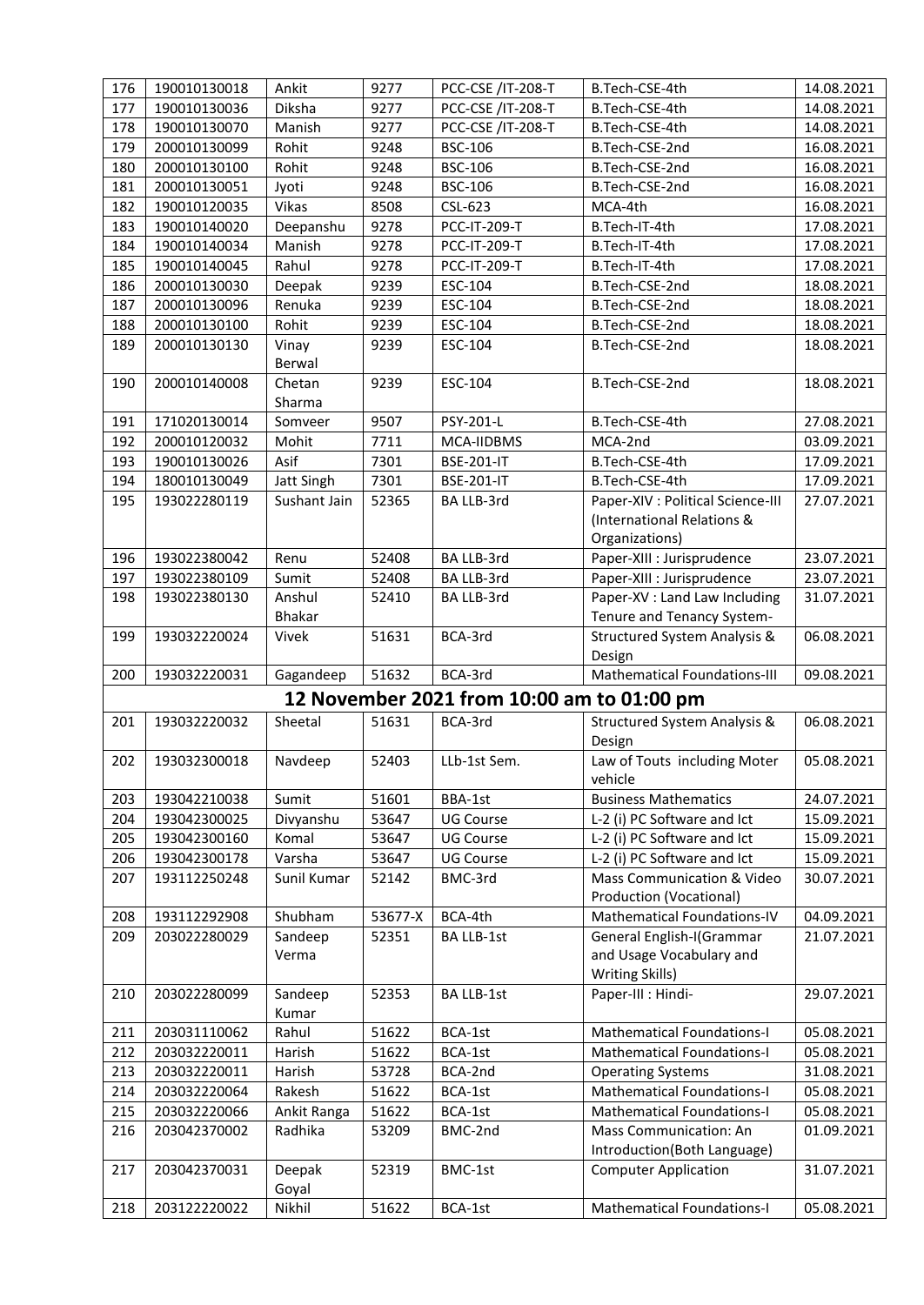| 176 | 190010130018 | Ankit | 9277 | PCC-CSE /IT-208-T | B.Tech-CSE-4th | 14.08.2021 |
|---|---|---|---|---|---|---|
| 177 | 190010130036 | Diksha | 9277 | PCC-CSE /IT-208-T | B.Tech-CSE-4th | 14.08.2021 |
| 178 | 190010130070 | Manish | 9277 | PCC-CSE /IT-208-T | B.Tech-CSE-4th | 14.08.2021 |
| 179 | 200010130099 | Rohit | 9248 | BSC-106 | B.Tech-CSE-2nd | 16.08.2021 |
| 180 | 200010130100 | Rohit | 9248 | BSC-106 | B.Tech-CSE-2nd | 16.08.2021 |
| 181 | 200010130051 | Jyoti | 9248 | BSC-106 | B.Tech-CSE-2nd | 16.08.2021 |
| 182 | 190010120035 | Vikas | 8508 | CSL-623 | MCA-4th | 16.08.2021 |
| 183 | 190010140020 | Deepanshu | 9278 | PCC-IT-209-T | B.Tech-IT-4th | 17.08.2021 |
| 184 | 190010140034 | Manish | 9278 | PCC-IT-209-T | B.Tech-IT-4th | 17.08.2021 |
| 185 | 190010140045 | Rahul | 9278 | PCC-IT-209-T | B.Tech-IT-4th | 17.08.2021 |
| 186 | 200010130030 | Deepak | 9239 | ESC-104 | B.Tech-CSE-2nd | 18.08.2021 |
| 187 | 200010130096 | Renuka | 9239 | ESC-104 | B.Tech-CSE-2nd | 18.08.2021 |
| 188 | 200010130100 | Rohit | 9239 | ESC-104 | B.Tech-CSE-2nd | 18.08.2021 |
| 189 | 200010130130 | Vinay Berwal | 9239 | ESC-104 | B.Tech-CSE-2nd | 18.08.2021 |
| 190 | 200010140008 | Chetan Sharma | 9239 | ESC-104 | B.Tech-CSE-2nd | 18.08.2021 |
| 191 | 171020130014 | Somveer | 9507 | PSY-201-L | B.Tech-CSE-4th | 27.08.2021 |
| 192 | 200010120032 | Mohit | 7711 | MCA-IIDBMS | MCA-2nd | 03.09.2021 |
| 193 | 190010130026 | Asif | 7301 | BSE-201-IT | B.Tech-CSE-4th | 17.09.2021 |
| 194 | 180010130049 | Jatt Singh | 7301 | BSE-201-IT | B.Tech-CSE-4th | 17.09.2021 |
| 195 | 193022280119 | Sushant Jain | 52365 | BA LLB-3rd | Paper-XIV : Political Science-III (International Relations & Organizations) | 27.07.2021 |
| 196 | 193022380042 | Renu | 52408 | BA LLB-3rd | Paper-XIII : Jurisprudence | 23.07.2021 |
| 197 | 193022380109 | Sumit | 52408 | BA LLB-3rd | Paper-XIII : Jurisprudence | 23.07.2021 |
| 198 | 193022380130 | Anshul Bhakar | 52410 | BA LLB-3rd | Paper-XV : Land Law Including Tenure and Tenancy System- | 31.07.2021 |
| 199 | 193032220024 | Vivek | 51631 | BCA-3rd | Structured System Analysis & Design | 06.08.2021 |
| 200 | 193032220031 | Gagandeep | 51632 | BCA-3rd | Mathematical Foundations-III | 09.08.2021 |
| **12 November 2021 from 10:00 am to 01:00 pm** | | | | | | |
| 201 | 193032220032 | Sheetal | 51631 | BCA-3rd | Structured System Analysis & Design | 06.08.2021 |
| 202 | 193032300018 | Navdeep | 52403 | LLb-1st Sem. | Law of Touts including Moter vehicle | 05.08.2021 |
| 203 | 193042210038 | Sumit | 51601 | BBA-1st | Business Mathematics | 24.07.2021 |
| 204 | 193042300025 | Divyanshu | 53647 | UG Course | L-2 (i) PC Software and Ict | 15.09.2021 |
| 205 | 193042300160 | Komal | 53647 | UG Course | L-2 (i) PC Software and Ict | 15.09.2021 |
| 206 | 193042300178 | Varsha | 53647 | UG Course | L-2 (i) PC Software and Ict | 15.09.2021 |
| 207 | 193112250248 | Sunil Kumar | 52142 | BMC-3rd | Mass Communication & Video Production (Vocational) | 30.07.2021 |
| 208 | 193112292908 | Shubham | 53677-X | BCA-4th | Mathematical Foundations-IV | 04.09.2021 |
| 209 | 203022280029 | Sandeep Verma | 52351 | BA LLB-1st | General English-I(Grammar and Usage Vocabulary and Writing Skills) | 21.07.2021 |
| 210 | 203022280099 | Sandeep Kumar | 52353 | BA LLB-1st | Paper-III : Hindi- | 29.07.2021 |
| 211 | 203031110062 | Rahul | 51622 | BCA-1st | Mathematical Foundations-I | 05.08.2021 |
| 212 | 203032220011 | Harish | 51622 | BCA-1st | Mathematical Foundations-I | 05.08.2021 |
| 213 | 203032220011 | Harish | 53728 | BCA-2nd | Operating Systems | 31.08.2021 |
| 214 | 203032220064 | Rakesh | 51622 | BCA-1st | Mathematical Foundations-I | 05.08.2021 |
| 215 | 203032220066 | Ankit Ranga | 51622 | BCA-1st | Mathematical Foundations-I | 05.08.2021 |
| 216 | 203042370002 | Radhika | 53209 | BMC-2nd | Mass Communication: An Introduction(Both Language) | 01.09.2021 |
| 217 | 203042370031 | Deepak Goyal | 52319 | BMC-1st | Computer Application | 31.07.2021 |
| 218 | 203122220022 | Nikhil | 51622 | BCA-1st | Mathematical Foundations-I | 05.08.2021 |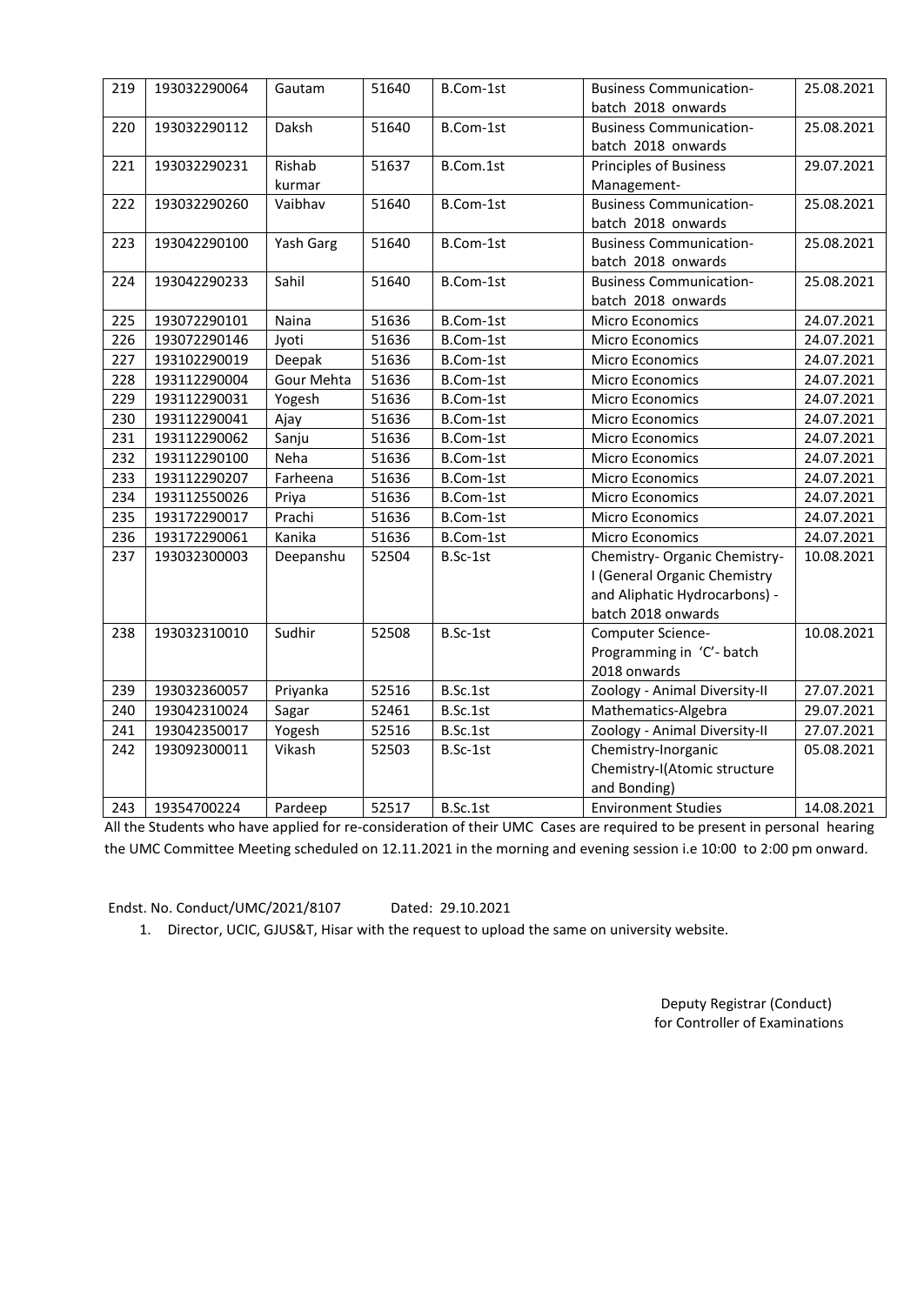| | | | | | | |
|---|---|---|---|---|---|---|
| 219 | 193032290064 | Gautam | 51640 | B.Com-1st | Business Communication- batch 2018 onwards | 25.08.2021 |
| 220 | 193032290112 | Daksh | 51640 | B.Com-1st | Business Communication- batch 2018 onwards | 25.08.2021 |
| 221 | 193032290231 | Rishab kurmar | 51637 | B.Com.1st | Principles of Business Management- | 29.07.2021 |
| 222 | 193032290260 | Vaibhav | 51640 | B.Com-1st | Business Communication- batch 2018 onwards | 25.08.2021 |
| 223 | 193042290100 | Yash Garg | 51640 | B.Com-1st | Business Communication- batch 2018 onwards | 25.08.2021 |
| 224 | 193042290233 | Sahil | 51640 | B.Com-1st | Business Communication- batch 2018 onwards | 25.08.2021 |
| 225 | 193072290101 | Naina | 51636 | B.Com-1st | Micro Economics | 24.07.2021 |
| 226 | 193072290146 | Jyoti | 51636 | B.Com-1st | Micro Economics | 24.07.2021 |
| 227 | 193102290019 | Deepak | 51636 | B.Com-1st | Micro Economics | 24.07.2021 |
| 228 | 193112290004 | Gour Mehta | 51636 | B.Com-1st | Micro Economics | 24.07.2021 |
| 229 | 193112290031 | Yogesh | 51636 | B.Com-1st | Micro Economics | 24.07.2021 |
| 230 | 193112290041 | Ajay | 51636 | B.Com-1st | Micro Economics | 24.07.2021 |
| 231 | 193112290062 | Sanju | 51636 | B.Com-1st | Micro Economics | 24.07.2021 |
| 232 | 193112290100 | Neha | 51636 | B.Com-1st | Micro Economics | 24.07.2021 |
| 233 | 193112290207 | Farheena | 51636 | B.Com-1st | Micro Economics | 24.07.2021 |
| 234 | 193112550026 | Priya | 51636 | B.Com-1st | Micro Economics | 24.07.2021 |
| 235 | 193172290017 | Prachi | 51636 | B.Com-1st | Micro Economics | 24.07.2021 |
| 236 | 193172290061 | Kanika | 51636 | B.Com-1st | Micro Economics | 24.07.2021 |
| 237 | 193032300003 | Deepanshu | 52504 | B.Sc-1st | Chemistry- Organic Chemistry-I (General Organic Chemistry and Aliphatic Hydrocarbons) - batch 2018 onwards | 10.08.2021 |
| 238 | 193032310010 | Sudhir | 52508 | B.Sc-1st | Computer Science- Programming in 'C'- batch 2018 onwards | 10.08.2021 |
| 239 | 193032360057 | Priyanka | 52516 | B.Sc.1st | Zoology - Animal Diversity-II | 27.07.2021 |
| 240 | 193042310024 | Sagar | 52461 | B.Sc.1st | Mathematics-Algebra | 29.07.2021 |
| 241 | 193042350017 | Yogesh | 52516 | B.Sc.1st | Zoology - Animal Diversity-II | 27.07.2021 |
| 242 | 193092300011 | Vikash | 52503 | B.Sc-1st | Chemistry-Inorganic Chemistry-I(Atomic structure and Bonding) | 05.08.2021 |
| 243 | 19354700224 | Pardeep | 52517 | B.Sc.1st | Environment Studies | 14.08.2021 |

All the Students who have applied for re-consideration of their UMC Cases are required to be present in personal hearing the UMC Committee Meeting scheduled on 12.11.2021 in the morning and evening session i.e 10:00 to 2:00 pm onward.

Endst. No. Conduct/UMC/2021/8107 Dated: 29.10.2021

1. Director, UCIC, GJUS&T, Hisar with the request to upload the same on university website.

Deputy Registrar (Conduct)
for Controller of Examinations